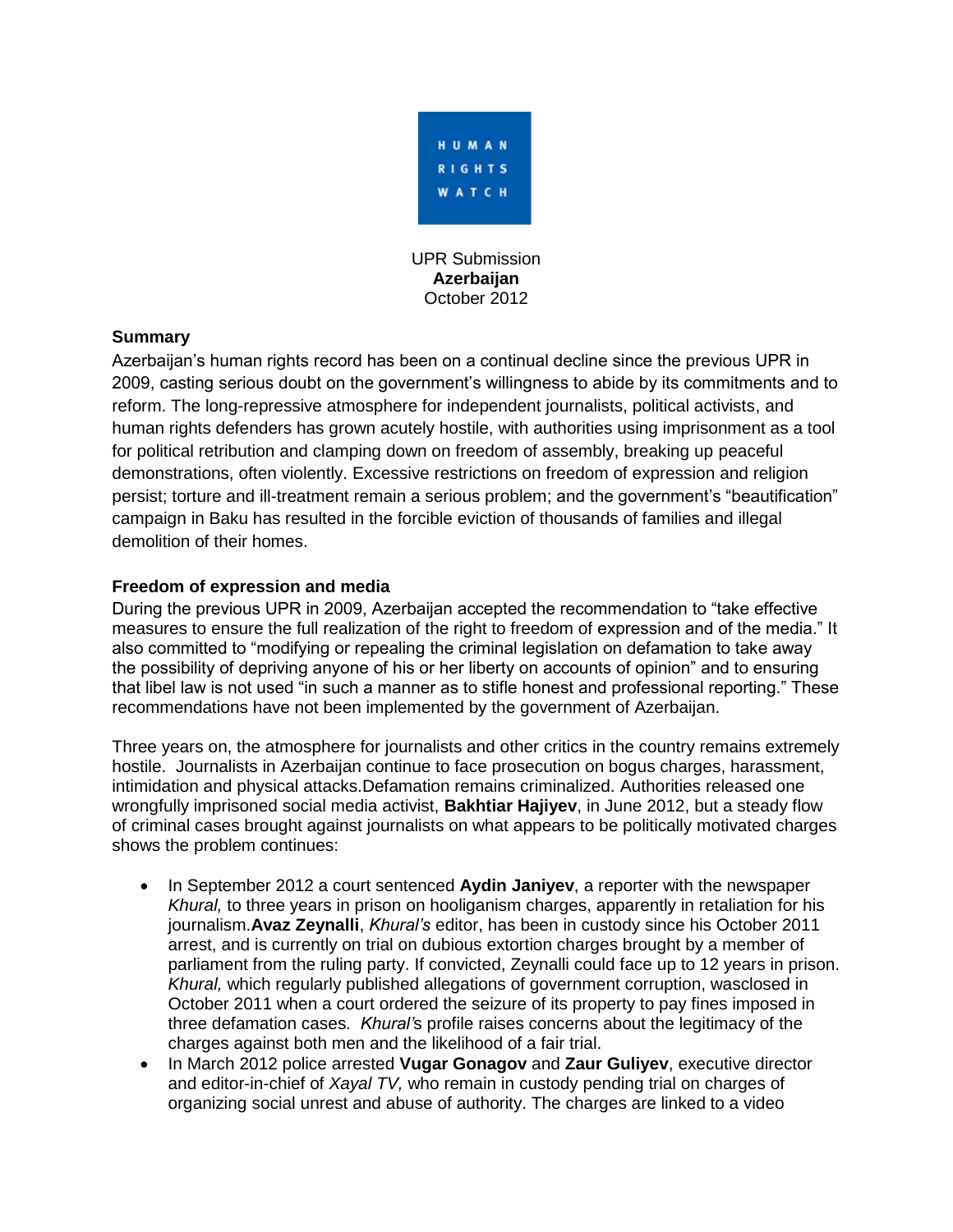HUMAN RIGHTS WATCH

UPR Submission
**Azerbaijan**
October 2012

## Summary

Azerbaijan's human rights record has been on a continual decline since the previous UPR in 2009, casting serious doubt on the government's willingness to abide by its commitments and to reform. The long-repressive atmosphere for independent journalists, political activists, and human rights defenders has grown acutely hostile, with authorities using imprisonment as a tool for political retribution and clamping down on freedom of assembly, breaking up peaceful demonstrations, often violently. Excessive restrictions on freedom of expression and religion persist; torture and ill-treatment remain a serious problem; and the government's "beautification" campaign in Baku has resulted in the forcible eviction of thousands of families and illegal demolition of their homes.

## Freedom of expression and media

During the previous UPR in 2009, Azerbaijan accepted the recommendation to "take effective measures to ensure the full realization of the right to freedom of expression and of the media." It also committed to "modifying or repealing the criminal legislation on defamation to take away the possibility of depriving anyone of his or her liberty on accounts of opinion" and to ensuring that libel law is not used "in such a manner as to stifle honest and professional reporting." These recommendations have not been implemented by the government of Azerbaijan.

Three years on, the atmosphere for journalists and other critics in the country remains extremely hostile. Journalists in Azerbaijan continue to face prosecution on bogus charges, harassment, intimidation and physical attacks.Defamation remains criminalized. Authorities released one wrongfully imprisoned social media activist, **Bakhtiar Hajiyev**, in June 2012, but a steady flow of criminal cases brought against journalists on what appears to be politically motivated charges shows the problem continues:

- In September 2012 a court sentenced **Aydin Janiyev**, a reporter with the newspaper *Khural,* to three years in prison on hooliganism charges, apparently in retaliation for his journalism.**Avaz Zeynalli**, *Khural's* editor, has been in custody since his October 2011 arrest, and is currently on trial on dubious extortion charges brought by a member of parliament from the ruling party. If convicted, Zeynalli could face up to 12 years in prison. *Khural,* which regularly published allegations of government corruption, wasclosed in October 2011 when a court ordered the seizure of its property to pay fines imposed in three defamation cases. *Khural's* profile raises concerns about the legitimacy of the charges against both men and the likelihood of a fair trial.
- In March 2012 police arrested **Vugar Gonagov** and **Zaur Guliyev**, executive director and editor-in-chief of *Xayal TV,* who remain in custody pending trial on charges of organizing social unrest and abuse of authority. The charges are linked to a video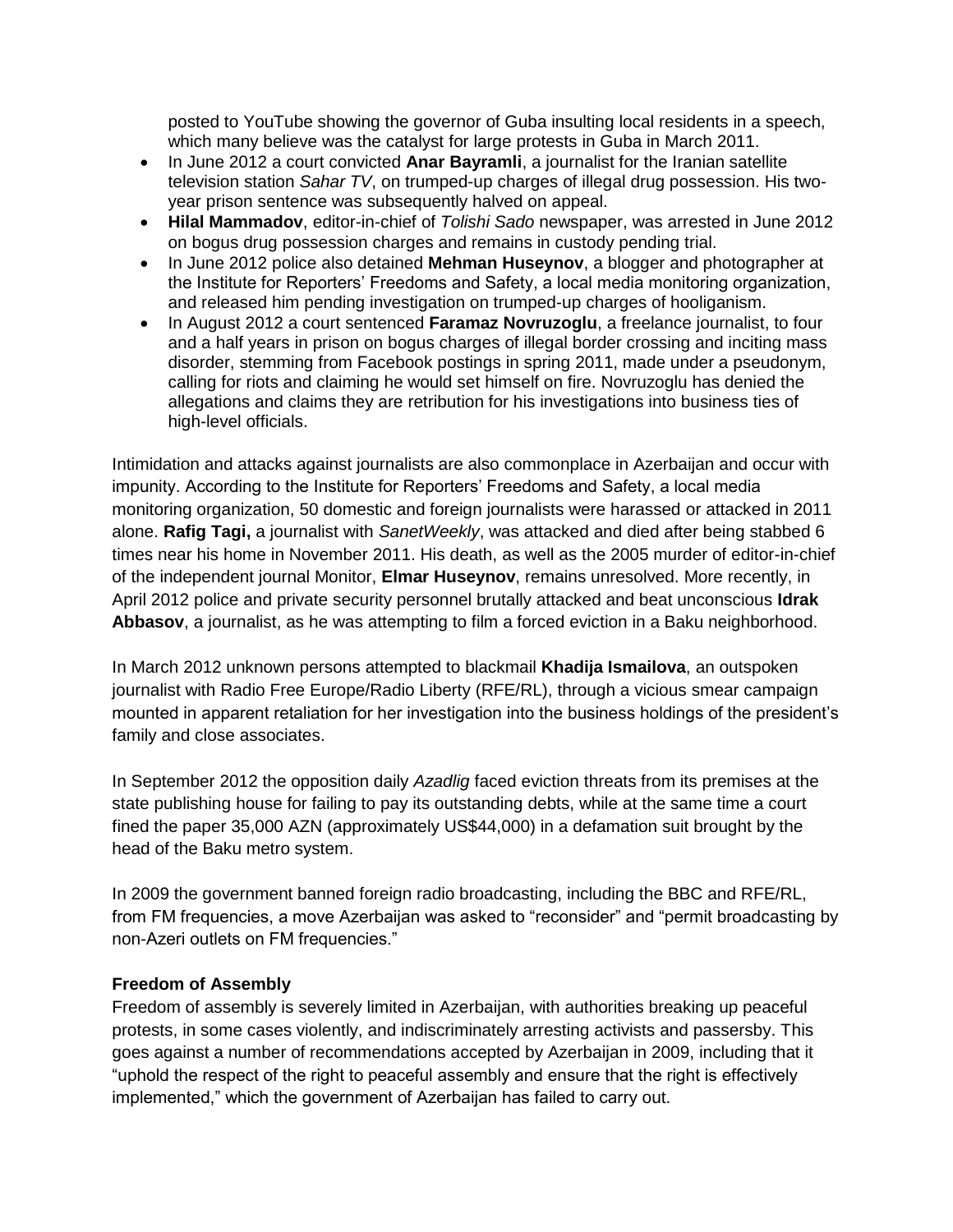posted to YouTube showing the governor of Guba insulting local residents in a speech, which many believe was the catalyst for large protests in Guba in March 2011.

- In June 2012 a court convicted **Anar Bayramli**, a journalist for the Iranian satellite television station *Sahar TV*, on trumped-up charges of illegal drug possession. His two-year prison sentence was subsequently halved on appeal.
- **Hilal Mammadov**, editor-in-chief of *Tolishi Sado* newspaper, was arrested in June 2012 on bogus drug possession charges and remains in custody pending trial.
- In June 2012 police also detained **Mehman Huseynov**, a blogger and photographer at the Institute for Reporters' Freedoms and Safety, a local media monitoring organization, and released him pending investigation on trumped-up charges of hooliganism.
- In August 2012 a court sentenced **Faramaz Novruzoglu**, a freelance journalist, to four and a half years in prison on bogus charges of illegal border crossing and inciting mass disorder, stemming from Facebook postings in spring 2011, made under a pseudonym, calling for riots and claiming he would set himself on fire. Novruzoglu has denied the allegations and claims they are retribution for his investigations into business ties of high-level officials.

Intimidation and attacks against journalists are also commonplace in Azerbaijan and occur with impunity. According to the Institute for Reporters' Freedoms and Safety, a local media monitoring organization, 50 domestic and foreign journalists were harassed or attacked in 2011 alone. **Rafig Tagi,** a journalist with *SanetWeekly*, was attacked and died after being stabbed 6 times near his home in November 2011. His death, as well as the 2005 murder of editor-in-chief of the independent journal Monitor, **Elmar Huseynov**, remains unresolved. More recently, in April 2012 police and private security personnel brutally attacked and beat unconscious **Idrak Abbasov**, a journalist, as he was attempting to film a forced eviction in a Baku neighborhood.

In March 2012 unknown persons attempted to blackmail **Khadija Ismailova**, an outspoken journalist with Radio Free Europe/Radio Liberty (RFE/RL), through a vicious smear campaign mounted in apparent retaliation for her investigation into the business holdings of the president's family and close associates.

In September 2012 the opposition daily *Azadlig* faced eviction threats from its premises at the state publishing house for failing to pay its outstanding debts, while at the same time a court fined the paper 35,000 AZN (approximately US$44,000) in a defamation suit brought by the head of the Baku metro system.

In 2009 the government banned foreign radio broadcasting, including the BBC and RFE/RL, from FM frequencies, a move Azerbaijan was asked to "reconsider" and "permit broadcasting by non-Azeri outlets on FM frequencies."

**Freedom of Assembly**

Freedom of assembly is severely limited in Azerbaijan, with authorities breaking up peaceful protests, in some cases violently, and indiscriminately arresting activists and passersby. This goes against a number of recommendations accepted by Azerbaijan in 2009, including that it "uphold the respect of the right to peaceful assembly and ensure that the right is effectively implemented," which the government of Azerbaijan has failed to carry out.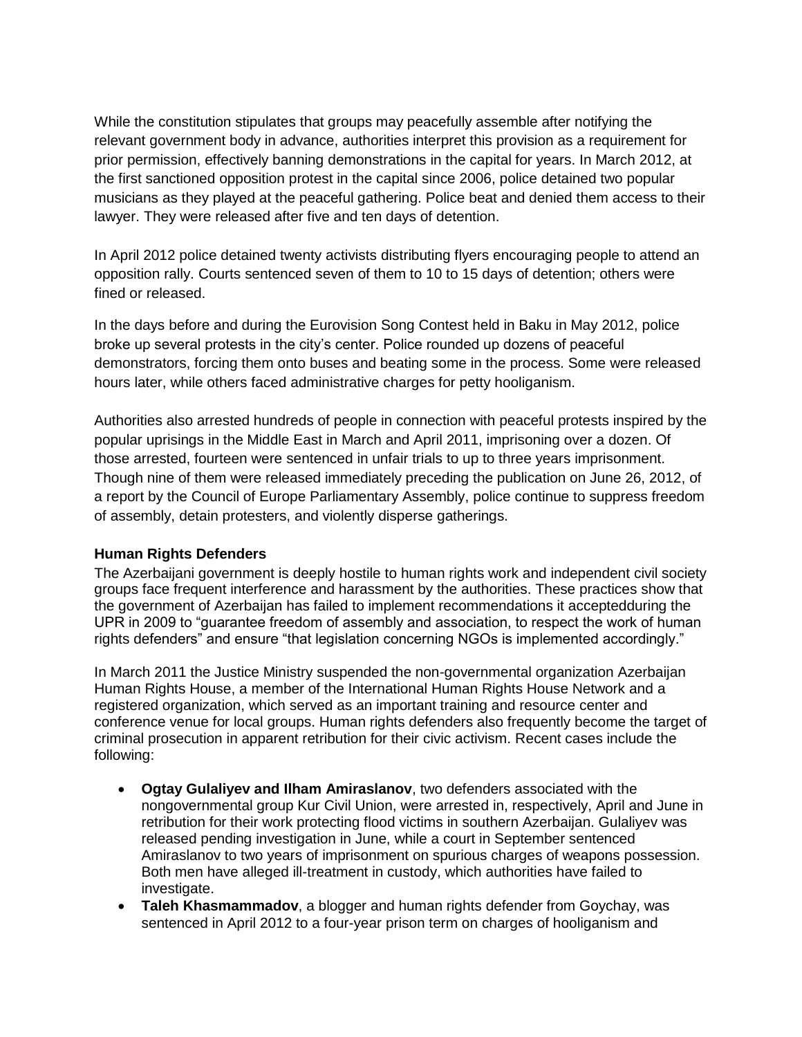While the constitution stipulates that groups may peacefully assemble after notifying the relevant government body in advance, authorities interpret this provision as a requirement for prior permission, effectively banning demonstrations in the capital for years. In March 2012, at the first sanctioned opposition protest in the capital since 2006, police detained two popular musicians as they played at the peaceful gathering. Police beat and denied them access to their lawyer. They were released after five and ten days of detention.

In April 2012 police detained twenty activists distributing flyers encouraging people to attend an opposition rally. Courts sentenced seven of them to 10 to 15 days of detention; others were fined or released.

In the days before and during the Eurovision Song Contest held in Baku in May 2012, police broke up several protests in the city's center. Police rounded up dozens of peaceful demonstrators, forcing them onto buses and beating some in the process. Some were released hours later, while others faced administrative charges for petty hooliganism.

Authorities also arrested hundreds of people in connection with peaceful protests inspired by the popular uprisings in the Middle East in March and April 2011, imprisoning over a dozen. Of those arrested, fourteen were sentenced in unfair trials to up to three years imprisonment. Though nine of them were released immediately preceding the publication on June 26, 2012, of a report by the Council of Europe Parliamentary Assembly, police continue to suppress freedom of assembly, detain protesters, and violently disperse gatherings.

**Human Rights Defenders**

The Azerbaijani government is deeply hostile to human rights work and independent civil society groups face frequent interference and harassment by the authorities. These practices show that the government of Azerbaijan has failed to implement recommendations it acceptedduring the UPR in 2009 to "guarantee freedom of assembly and association, to respect the work of human rights defenders" and ensure "that legislation concerning NGOs is implemented accordingly."

In March 2011 the Justice Ministry suspended the non-governmental organization Azerbaijan Human Rights House, a member of the International Human Rights House Network and a registered organization, which served as an important training and resource center and conference venue for local groups. Human rights defenders also frequently become the target of criminal prosecution in apparent retribution for their civic activism. Recent cases include the following:

- **Ogtay Gulaliyev and Ilham Amiraslanov**, two defenders associated with the nongovernmental group Kur Civil Union, were arrested in, respectively, April and June in retribution for their work protecting flood victims in southern Azerbaijan. Gulaliyev was released pending investigation in June, while a court in September sentenced Amiraslanov to two years of imprisonment on spurious charges of weapons possession. Both men have alleged ill-treatment in custody, which authorities have failed to investigate.
- **Taleh Khasmammadov**, a blogger and human rights defender from Goychay, was sentenced in April 2012 to a four-year prison term on charges of hooliganism and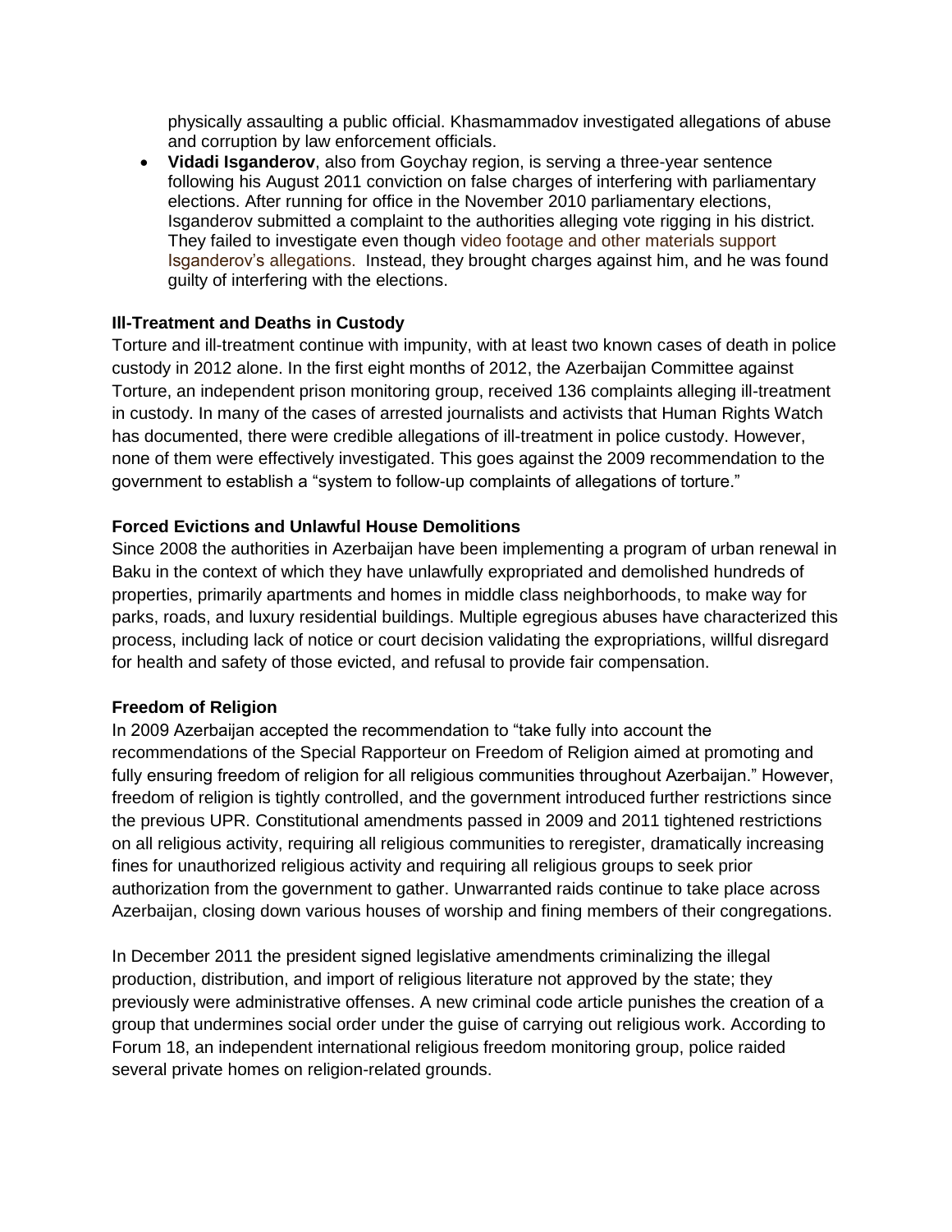physically assaulting a public official. Khasmammadov investigated allegations of abuse and corruption by law enforcement officials.

- **Vidadi Isganderov**, also from Goychay region, is serving a three-year sentence following his August 2011 conviction on false charges of interfering with parliamentary elections. After running for office in the November 2010 parliamentary elections, Isganderov submitted a complaint to the authorities alleging vote rigging in his district. They failed to investigate even though video footage and other materials support Isganderov's allegations. Instead, they brought charges against him, and he was found guilty of interfering with the elections.

**Ill-Treatment and Deaths in Custody**

Torture and ill-treatment continue with impunity, with at least two known cases of death in police custody in 2012 alone. In the first eight months of 2012, the Azerbaijan Committee against Torture, an independent prison monitoring group, received 136 complaints alleging ill-treatment in custody. In many of the cases of arrested journalists and activists that Human Rights Watch has documented, there were credible allegations of ill-treatment in police custody. However, none of them were effectively investigated. This goes against the 2009 recommendation to the government to establish a "system to follow-up complaints of allegations of torture."

**Forced Evictions and Unlawful House Demolitions**

Since 2008 the authorities in Azerbaijan have been implementing a program of urban renewal in Baku in the context of which they have unlawfully expropriated and demolished hundreds of properties, primarily apartments and homes in middle class neighborhoods, to make way for parks, roads, and luxury residential buildings. Multiple egregious abuses have characterized this process, including lack of notice or court decision validating the expropriations, willful disregard for health and safety of those evicted, and refusal to provide fair compensation.

**Freedom of Religion**

In 2009 Azerbaijan accepted the recommendation to "take fully into account the recommendations of the Special Rapporteur on Freedom of Religion aimed at promoting and fully ensuring freedom of religion for all religious communities throughout Azerbaijan." However, freedom of religion is tightly controlled, and the government introduced further restrictions since the previous UPR. Constitutional amendments passed in 2009 and 2011 tightened restrictions on all religious activity, requiring all religious communities to reregister, dramatically increasing fines for unauthorized religious activity and requiring all religious groups to seek prior authorization from the government to gather. Unwarranted raids continue to take place across Azerbaijan, closing down various houses of worship and fining members of their congregations.

In December 2011 the president signed legislative amendments criminalizing the illegal production, distribution, and import of religious literature not approved by the state; they previously were administrative offenses. A new criminal code article punishes the creation of a group that undermines social order under the guise of carrying out religious work. According to Forum 18, an independent international religious freedom monitoring group, police raided several private homes on religion-related grounds.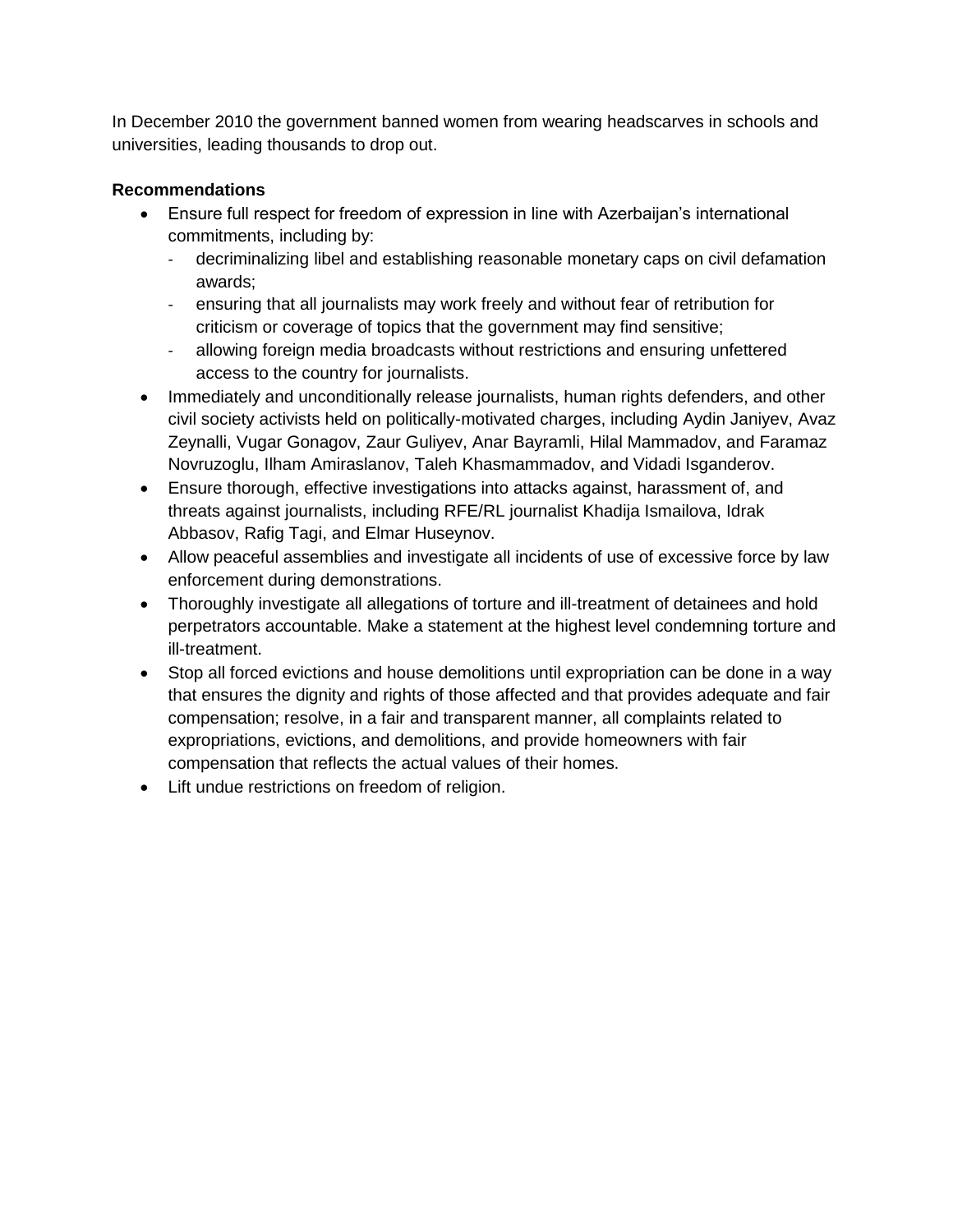In December 2010 the government banned women from wearing headscarves in schools and universities, leading thousands to drop out.

**Recommendations**

- Ensure full respect for freedom of expression in line with Azerbaijan's international commitments, including by:
  - decriminalizing libel and establishing reasonable monetary caps on civil defamation awards;
  - ensuring that all journalists may work freely and without fear of retribution for criticism or coverage of topics that the government may find sensitive;
  - allowing foreign media broadcasts without restrictions and ensuring unfettered access to the country for journalists.
- Immediately and unconditionally release journalists, human rights defenders, and other civil society activists held on politically-motivated charges, including Aydin Janiyev, Avaz Zeynalli, Vugar Gonagov, Zaur Guliyev, Anar Bayramli, Hilal Mammadov, and Faramaz Novruzoglu, Ilham Amiraslanov, Taleh Khasmammadov, and Vidadi Isganderov.
- Ensure thorough, effective investigations into attacks against, harassment of, and threats against journalists, including RFE/RL journalist Khadija Ismailova, Idrak Abbasov, Rafig Tagi, and Elmar Huseynov.
- Allow peaceful assemblies and investigate all incidents of use of excessive force by law enforcement during demonstrations.
- Thoroughly investigate all allegations of torture and ill-treatment of detainees and hold perpetrators accountable. Make a statement at the highest level condemning torture and ill-treatment.
- Stop all forced evictions and house demolitions until expropriation can be done in a way that ensures the dignity and rights of those affected and that provides adequate and fair compensation; resolve, in a fair and transparent manner, all complaints related to expropriations, evictions, and demolitions, and provide homeowners with fair compensation that reflects the actual values of their homes.
- Lift undue restrictions on freedom of religion.